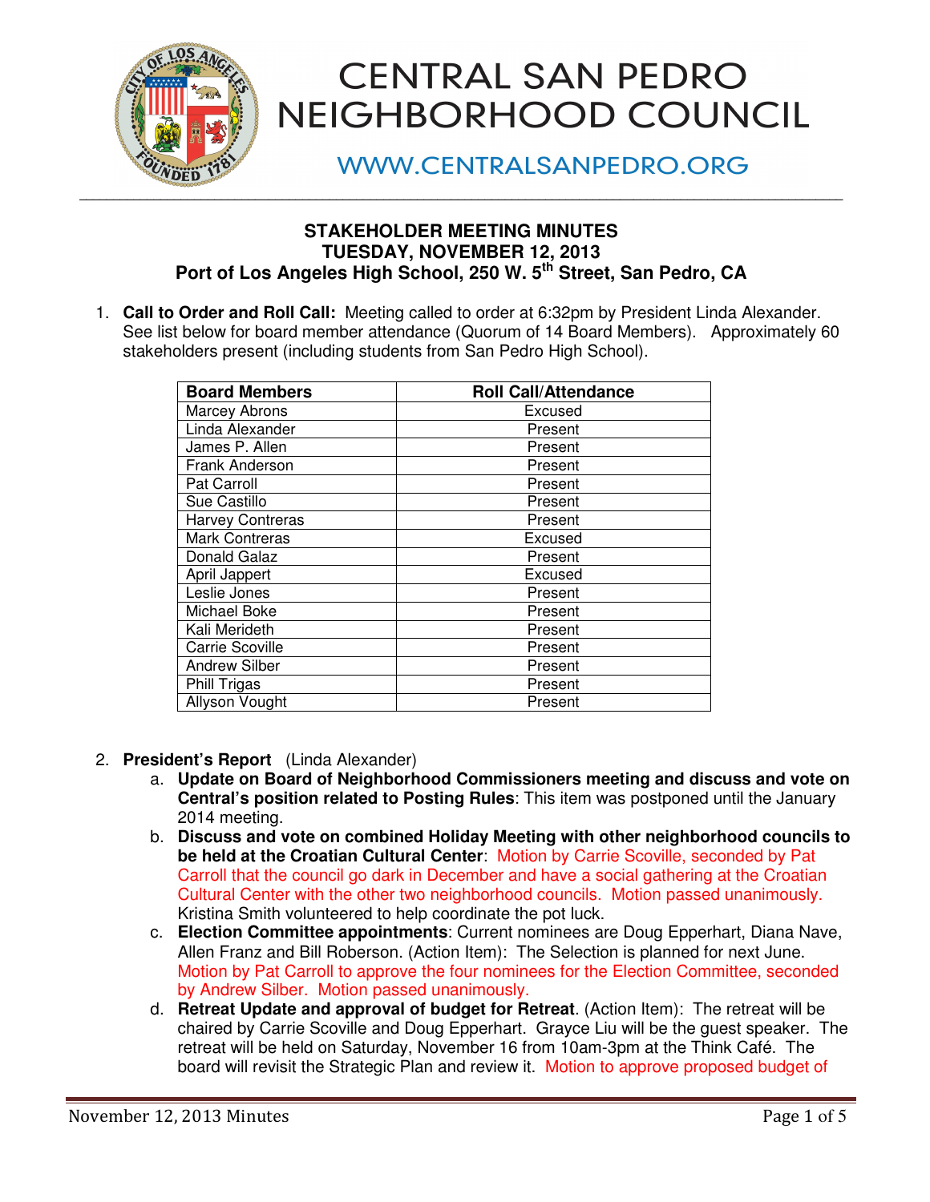# CENTRAL SAN PEDRO NEIGHBORHOOD COUNCIL

WWW.CENTRALSANPEDRO.ORG

## STAKEHOLDER MEETING MINUTES
## TUESDAY, NOVEMBER 12, 2013
## Port of Los Angeles High School, 250 W. 5th Street, San Pedro, CA

1. **Call to Order and Roll Call:** Meeting called to order at 6:32pm by President Linda Alexander. See list below for board member attendance (Quorum of 14 Board Members). Approximately 60 stakeholders present (including students from San Pedro High School).

| Board Members | Roll Call/Attendance |
|---|---|
| Marcey Abrons | Excused |
| Linda Alexander | Present |
| James P. Allen | Present |
| Frank Anderson | Present |
| Pat Carroll | Present |
| Sue Castillo | Present |
| Harvey Contreras | Present |
| Mark Contreras | Excused |
| Donald Galaz | Present |
| April Jappert | Excused |
| Leslie Jones | Present |
| Michael Boke | Present |
| Kali Merideth | Present |
| Carrie Scoville | Present |
| Andrew Silber | Present |
| Phill Trigas | Present |
| Allyson Vought | Present |

2. **President's Report** (Linda Alexander)
   a. **Update on Board of Neighborhood Commissioners meeting and discuss and vote on Central's position related to Posting Rules**: This item was postponed until the January 2014 meeting.
   b. **Discuss and vote on combined Holiday Meeting with other neighborhood councils to be held at the Croatian Cultural Center**: Motion by Carrie Scoville, seconded by Pat Carroll that the council go dark in December and have a social gathering at the Croatian Cultural Center with the other two neighborhood councils. Motion passed unanimously. Kristina Smith volunteered to help coordinate the pot luck.
   c. **Election Committee appointments**: Current nominees are Doug Epperhart, Diana Nave, Allen Franz and Bill Roberson. (Action Item): The Selection is planned for next June. Motion by Pat Carroll to approve the four nominees for the Election Committee, seconded by Andrew Silber. Motion passed unanimously.
   d. **Retreat Update and approval of budget for Retreat**. (Action Item): The retreat will be chaired by Carrie Scoville and Doug Epperhart. Grayce Liu will be the guest speaker. The retreat will be held on Saturday, November 16 from 10am-3pm at the Think Café. The board will revisit the Strategic Plan and review it. Motion to approve proposed budget of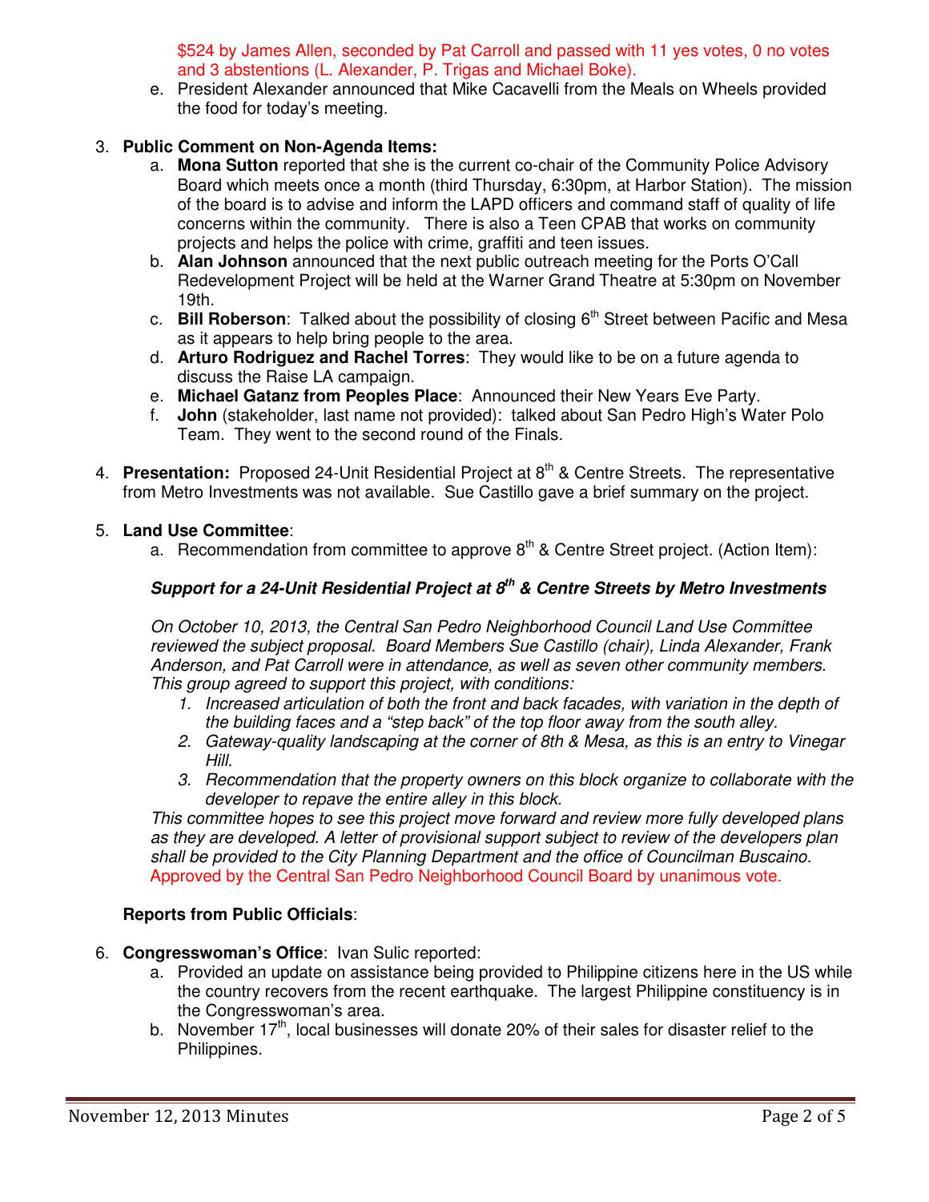$524 by James Allen, seconded by Pat Carroll and passed with 11 yes votes, 0 no votes and 3 abstentions (L. Alexander, P. Trigas and Michael Boke).

e. President Alexander announced that Mike Cacavelli from the Meals on Wheels provided the food for today's meeting.

3. **Public Comment on Non-Agenda Items:**
    a. **Mona Sutton** reported that she is the current co-chair of the Community Police Advisory Board which meets once a month (third Thursday, 6:30pm, at Harbor Station). The mission of the board is to advise and inform the LAPD officers and command staff of quality of life concerns within the community. There is also a Teen CPAB that works on community projects and helps the police with crime, graffiti and teen issues.
    b. **Alan Johnson** announced that the next public outreach meeting for the Ports O'Call Redevelopment Project will be held at the Warner Grand Theatre at 5:30pm on November 19th.
    c. **Bill Roberson**: Talked about the possibility of closing 6th Street between Pacific and Mesa as it appears to help bring people to the area.
    d. **Arturo Rodriguez and Rachel Torres**: They would like to be on a future agenda to discuss the Raise LA campaign.
    e. **Michael Gatanz from Peoples Place**: Announced their New Years Eve Party.
    f. **John** (stakeholder, last name not provided): talked about San Pedro High's Water Polo Team. They went to the second round of the Finals.

4. **Presentation:** Proposed 24-Unit Residential Project at 8th & Centre Streets. The representative from Metro Investments was not available. Sue Castillo gave a brief summary on the project.

5. **Land Use Committee**:
    a. Recommendation from committee to approve 8th & Centre Street project. (Action Item):

***Support for a 24-Unit Residential Project at 8th & Centre Streets by Metro Investments***

*On October 10, 2013, the Central San Pedro Neighborhood Council Land Use Committee reviewed the subject proposal. Board Members Sue Castillo (chair), Linda Alexander, Frank Anderson, and Pat Carroll were in attendance, as well as seven other community members. This group agreed to support this project, with conditions:*

1. *Increased articulation of both the front and back facades, with variation in the depth of the building faces and a "step back" of the top floor away from the south alley.*
2. *Gateway-quality landscaping at the corner of 8th & Mesa, as this is an entry to Vinegar Hill.*
3. *Recommendation that the property owners on this block organize to collaborate with the developer to repave the entire alley in this block.*

*This committee hopes to see this project move forward and review more fully developed plans as they are developed. A letter of provisional support subject to review of the developers plan shall be provided to the City Planning Department and the office of Councilman Buscaino.*
Approved by the Central San Pedro Neighborhood Council Board by unanimous vote.

**Reports from Public Officials**:

6. **Congresswoman's Office**: Ivan Sulic reported:
    a. Provided an update on assistance being provided to Philippine citizens here in the US while the country recovers from the recent earthquake. The largest Philippine constituency is in the Congresswoman's area.
    b. November 17th, local businesses will donate 20% of their sales for disaster relief to the Philippines.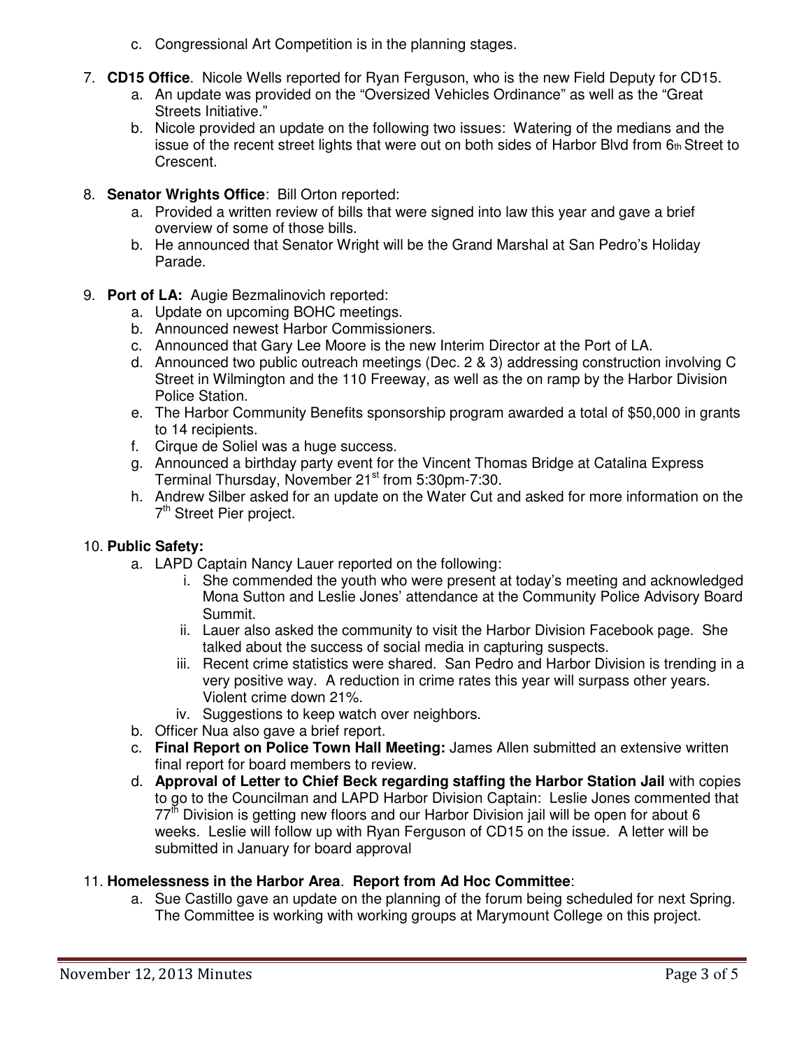c. Congressional Art Competition is in the planning stages.

7. **CD15 Office**. Nicole Wells reported for Ryan Ferguson, who is the new Field Deputy for CD15.
   a. An update was provided on the "Oversized Vehicles Ordinance" as well as the "Great Streets Initiative."
   b. Nicole provided an update on the following two issues: Watering of the medians and the issue of the recent street lights that were out on both sides of Harbor Blvd from 6th Street to Crescent.

8. **Senator Wrights Office**: Bill Orton reported:
   a. Provided a written review of bills that were signed into law this year and gave a brief overview of some of those bills.
   b. He announced that Senator Wright will be the Grand Marshal at San Pedro's Holiday Parade.

9. **Port of LA:** Augie Bezmalinovich reported:
   a. Update on upcoming BOHC meetings.
   b. Announced newest Harbor Commissioners.
   c. Announced that Gary Lee Moore is the new Interim Director at the Port of LA.
   d. Announced two public outreach meetings (Dec. 2 & 3) addressing construction involving C Street in Wilmington and the 110 Freeway, as well as the on ramp by the Harbor Division Police Station.
   e. The Harbor Community Benefits sponsorship program awarded a total of $50,000 in grants to 14 recipients.
   f. Cirque de Soliel was a huge success.
   g. Announced a birthday party event for the Vincent Thomas Bridge at Catalina Express Terminal Thursday, November 21st from 5:30pm-7:30.
   h. Andrew Silber asked for an update on the Water Cut and asked for more information on the 7th Street Pier project.

10. **Public Safety:**
    a. LAPD Captain Nancy Lauer reported on the following:
       i. She commended the youth who were present at today's meeting and acknowledged Mona Sutton and Leslie Jones' attendance at the Community Police Advisory Board Summit.
       ii. Lauer also asked the community to visit the Harbor Division Facebook page. She talked about the success of social media in capturing suspects.
       iii. Recent crime statistics were shared. San Pedro and Harbor Division is trending in a very positive way. A reduction in crime rates this year will surpass other years. Violent crime down 21%.
       iv. Suggestions to keep watch over neighbors.
    b. Officer Nua also gave a brief report.
    c. **Final Report on Police Town Hall Meeting:** James Allen submitted an extensive written final report for board members to review.
    d. **Approval of Letter to Chief Beck regarding staffing the Harbor Station Jail** with copies to go to the Councilman and LAPD Harbor Division Captain: Leslie Jones commented that 77th Division is getting new floors and our Harbor Division jail will be open for about 6 weeks. Leslie will follow up with Ryan Ferguson of CD15 on the issue. A letter will be submitted in January for board approval

11. **Homelessness in the Harbor Area**. **Report from Ad Hoc Committee**:
    a. Sue Castillo gave an update on the planning of the forum being scheduled for next Spring. The Committee is working with working groups at Marymount College on this project.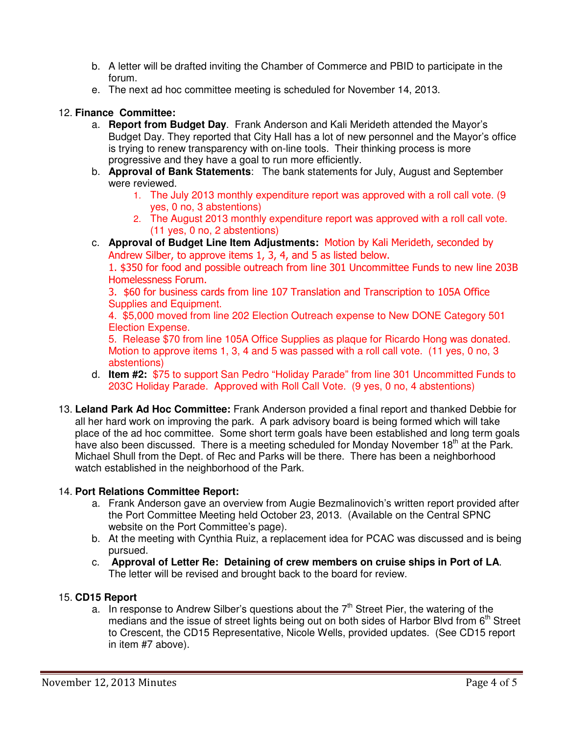b. A letter will be drafted inviting the Chamber of Commerce and PBID to participate in the forum.

e. The next ad hoc committee meeting is scheduled for November 14, 2013.

12. **Finance Committee:**
    a. **Report from Budget Day**. Frank Anderson and Kali Merideth attended the Mayor's Budget Day. They reported that City Hall has a lot of new personnel and the Mayor's office is trying to renew transparency with on-line tools. Their thinking process is more progressive and they have a goal to run more efficiently.
    b. **Approval of Bank Statements**: The bank statements for July, August and September were reviewed.
        1. The July 2013 monthly expenditure report was approved with a roll call vote. (9 yes, 0 no, 3 abstentions)
        2. The August 2013 monthly expenditure report was approved with a roll call vote. (11 yes, 0 no, 2 abstentions)
    c. **Approval of Budget Line Item Adjustments:** Motion by Kali Merideth, seconded by Andrew Silber, to approve items 1, 3, 4, and 5 as listed below.
       1. $350 for food and possible outreach from line 301 Uncommittee Funds to new line 203B Homelessness Forum.
       3. $60 for business cards from line 107 Translation and Transcription to 105A Office Supplies and Equipment.
       4. $5,000 moved from line 202 Election Outreach expense to New DONE Category 501 Election Expense.
       5. Release $70 from line 105A Office Supplies as plaque for Ricardo Hong was donated.
       Motion to approve items 1, 3, 4 and 5 was passed with a roll call vote. (11 yes, 0 no, 3 abstentions)
    d. **Item #2:** $75 to support San Pedro "Holiday Parade" from line 301 Uncommitted Funds to 203C Holiday Parade. Approved with Roll Call Vote. (9 yes, 0 no, 4 abstentions)

13. **Leland Park Ad Hoc Committee:** Frank Anderson provided a final report and thanked Debbie for all her hard work on improving the park. A park advisory board is being formed which will take place of the ad hoc committee. Some short term goals have been established and long term goals have also been discussed. There is a meeting scheduled for Monday November 18th at the Park. Michael Shull from the Dept. of Rec and Parks will be there. There has been a neighborhood watch established in the neighborhood of the Park.

14. **Port Relations Committee Report:**
    a. Frank Anderson gave an overview from Augie Bezmalinovich's written report provided after the Port Committee Meeting held October 23, 2013. (Available on the Central SPNC website on the Port Committee's page).
    b. At the meeting with Cynthia Ruiz, a replacement idea for PCAC was discussed and is being pursued.
    c. **Approval of Letter Re: Detaining of crew members on cruise ships in Port of LA**. The letter will be revised and brought back to the board for review.

15. **CD15 Report**
    a. In response to Andrew Silber's questions about the 7th Street Pier, the watering of the medians and the issue of street lights being out on both sides of Harbor Blvd from 6th Street to Crescent, the CD15 Representative, Nicole Wells, provided updates. (See CD15 report in item #7 above).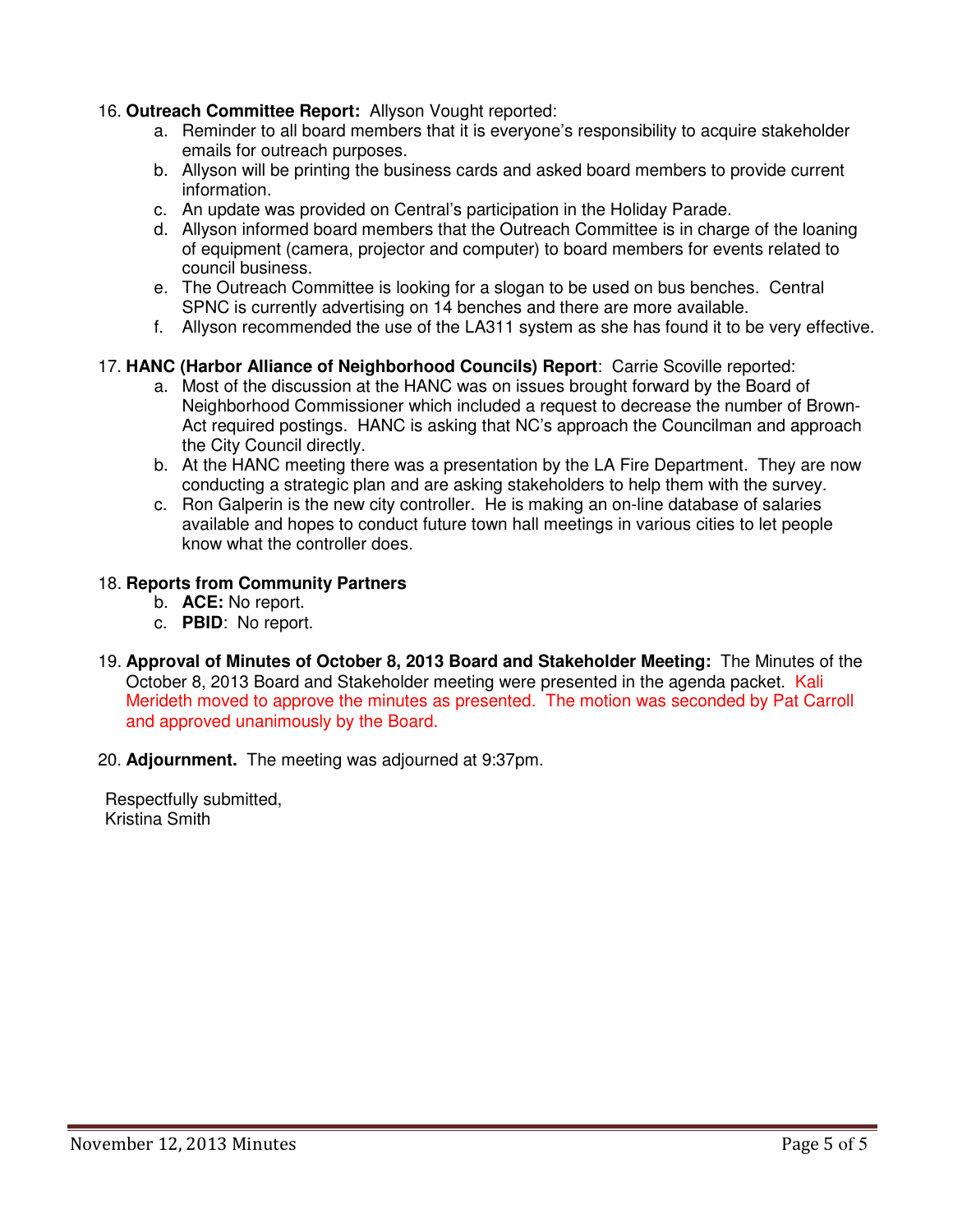16. **Outreach Committee Report:** Allyson Vought reported:
    a. Reminder to all board members that it is everyone's responsibility to acquire stakeholder emails for outreach purposes.
    b. Allyson will be printing the business cards and asked board members to provide current information.
    c. An update was provided on Central's participation in the Holiday Parade.
    d. Allyson informed board members that the Outreach Committee is in charge of the loaning of equipment (camera, projector and computer) to board members for events related to council business.
    e. The Outreach Committee is looking for a slogan to be used on bus benches. Central SPNC is currently advertising on 14 benches and there are more available.
    f. Allyson recommended the use of the LA311 system as she has found it to be very effective.

17. **HANC (Harbor Alliance of Neighborhood Councils) Report**: Carrie Scoville reported:
    a. Most of the discussion at the HANC was on issues brought forward by the Board of Neighborhood Commissioner which included a request to decrease the number of Brown-Act required postings. HANC is asking that NC's approach the Councilman and approach the City Council directly.
    b. At the HANC meeting there was a presentation by the LA Fire Department. They are now conducting a strategic plan and are asking stakeholders to help them with the survey.
    c. Ron Galperin is the new city controller. He is making an on-line database of salaries available and hopes to conduct future town hall meetings in various cities to let people know what the controller does.

18. **Reports from Community Partners**
    b. **ACE:** No report.
    c. **PBID**: No report.

19. **Approval of Minutes of October 8, 2013 Board and Stakeholder Meeting:** The Minutes of the October 8, 2013 Board and Stakeholder meeting were presented in the agenda packet. Kali Merideth moved to approve the minutes as presented. The motion was seconded by Pat Carroll and approved unanimously by the Board.

20. **Adjournment.** The meeting was adjourned at 9:37pm.

Respectfully submitted,
Kristina Smith